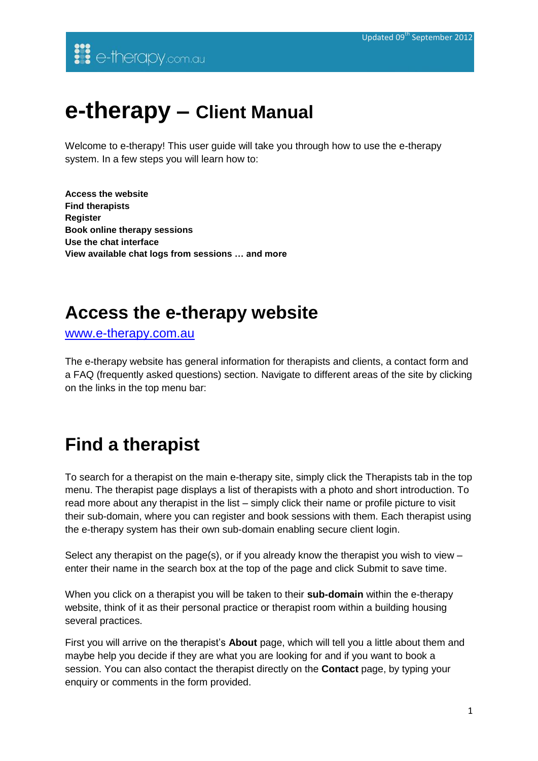# e-therapy – Client Manual

Welcome to e-therapy! This user guide will take you through how to use the e-therapy system. In a few steps you will learn how to:

**Access the website**
**Find therapists**
**Register**
**Book online therapy sessions**
**Use the chat interface**
**View available chat logs from sessions … and more**

## Access the e-therapy website

[www.e-therapy.com.au](http://www.e-therapy.com.au)

The e-therapy website has general information for therapists and clients, a contact form and a FAQ (frequently asked questions) section. Navigate to different areas of the site by clicking on the links in the top menu bar:

## Find a therapist

To search for a therapist on the main e-therapy site, simply click the Therapists tab in the top menu. The therapist page displays a list of therapists with a photo and short introduction. To read more about any therapist in the list – simply click their name or profile picture to visit their sub-domain, where you can register and book sessions with them. Each therapist using the e-therapy system has their own sub-domain enabling secure client login.

Select any therapist on the page(s), or if you already know the therapist you wish to view – enter their name in the search box at the top of the page and click Submit to save time.

When you click on a therapist you will be taken to their **sub-domain** within the e-therapy website, think of it as their personal practice or therapist room within a building housing several practices.

First you will arrive on the therapist's **About** page, which will tell you a little about them and maybe help you decide if they are what you are looking for and if you want to book a session. You can also contact the therapist directly on the **Contact** page, by typing your enquiry or comments in the form provided.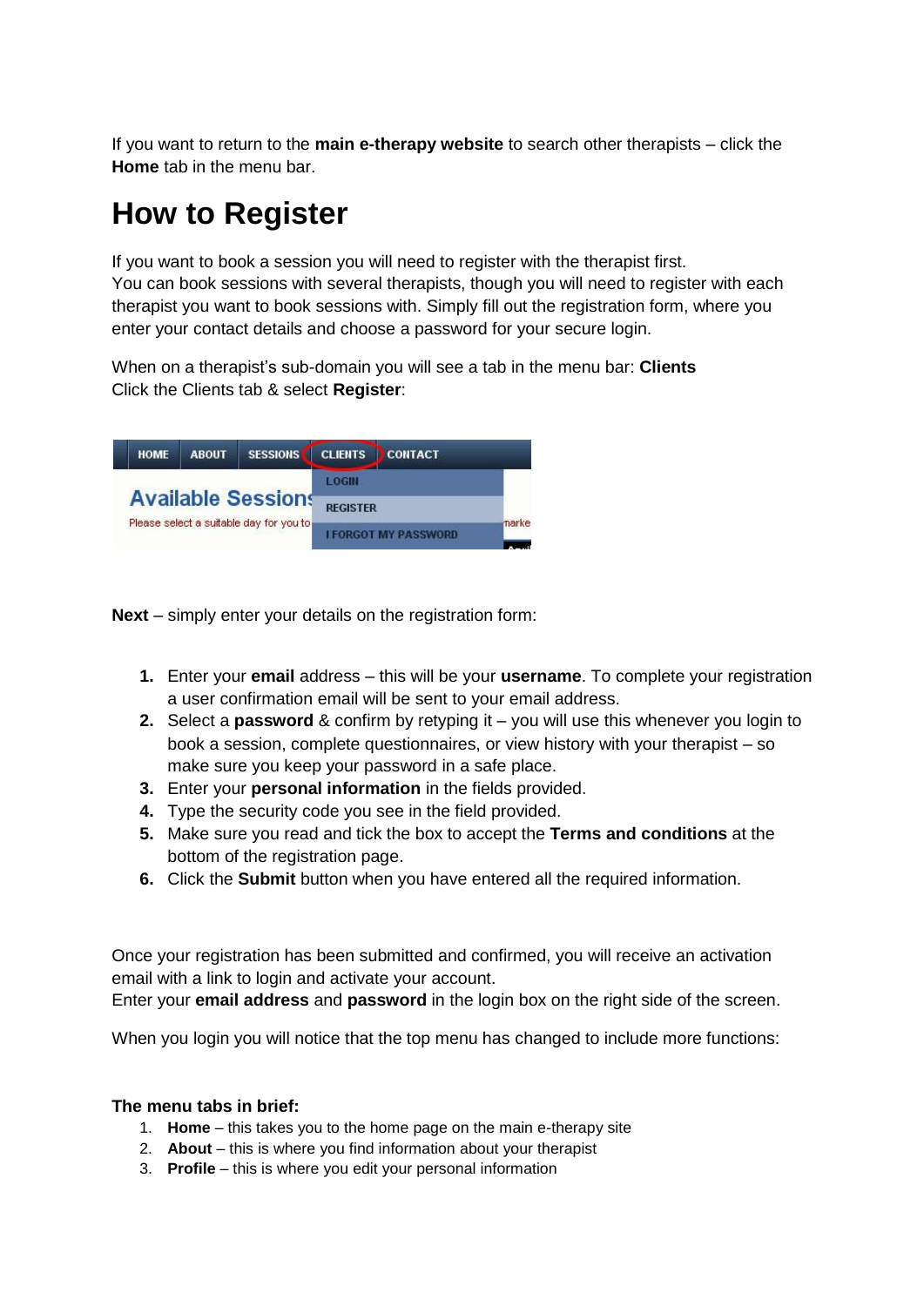If you want to return to the **main e-therapy website** to search other therapists – click the **Home** tab in the menu bar.

# How to Register

If you want to book a session you will need to register with the therapist first.
You can book sessions with several therapists, though you will need to register with each therapist you want to book sessions with. Simply fill out the registration form, where you enter your contact details and choose a password for your secure login.

When on a therapist's sub-domain you will see a tab in the menu bar: **Clients**
Click the Clients tab & select **Register**:

**Next** – simply enter your details on the registration form:

1. Enter your **email** address – this will be your **username**. To complete your registration a user confirmation email will be sent to your email address.
2. Select a **password** & confirm by retyping it – you will use this whenever you login to book a session, complete questionnaires, or view history with your therapist – so make sure you keep your password in a safe place.
3. Enter your **personal information** in the fields provided.
4. Type the security code you see in the field provided.
5. Make sure you read and tick the box to accept the **Terms and conditions** at the bottom of the registration page.
6. Click the **Submit** button when you have entered all the required information.

Once your registration has been submitted and confirmed, you will receive an activation email with a link to login and activate your account.
Enter your **email address** and **password** in the login box on the right side of the screen.

When you login you will notice that the top menu has changed to include more functions:

**The menu tabs in brief:**

1. **Home** – this takes you to the home page on the main e-therapy site
2. **About** – this is where you find information about your therapist
3. **Profile** – this is where you edit your personal information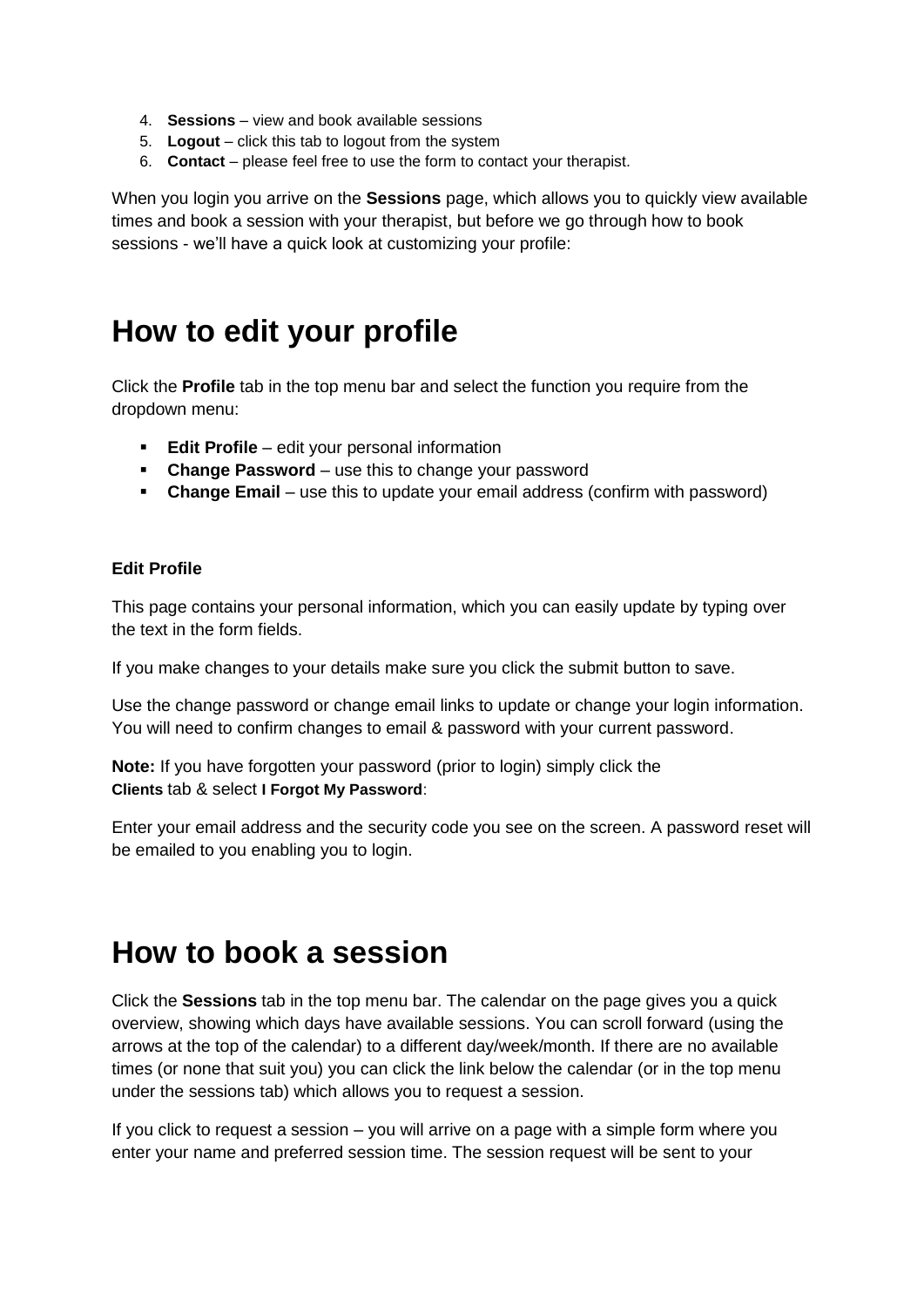4. **Sessions** – view and book available sessions
5. **Logout** – click this tab to logout from the system
6. **Contact** – please feel free to use the form to contact your therapist.

When you login you arrive on the **Sessions** page, which allows you to quickly view available times and book a session with your therapist, but before we go through how to book sessions - we'll have a quick look at customizing your profile:

# How to edit your profile

Click the **Profile** tab in the top menu bar and select the function you require from the dropdown menu:

- **Edit Profile** – edit your personal information
- **Change Password** – use this to change your password
- **Change Email** – use this to update your email address (confirm with password)

**Edit Profile**

This page contains your personal information, which you can easily update by typing over the text in the form fields.

If you make changes to your details make sure you click the submit button to save.

Use the change password or change email links to update or change your login information. You will need to confirm changes to email & password with your current password.

**Note:** If you have forgotten your password (prior to login) simply click the **Clients** tab & select **I Forgot My Password**:

Enter your email address and the security code you see on the screen. A password reset will be emailed to you enabling you to login.

# How to book a session

Click the **Sessions** tab in the top menu bar. The calendar on the page gives you a quick overview, showing which days have available sessions. You can scroll forward (using the arrows at the top of the calendar) to a different day/week/month. If there are no available times (or none that suit you) you can click the link below the calendar (or in the top menu under the sessions tab) which allows you to request a session.

If you click to request a session – you will arrive on a page with a simple form where you enter your name and preferred session time. The session request will be sent to your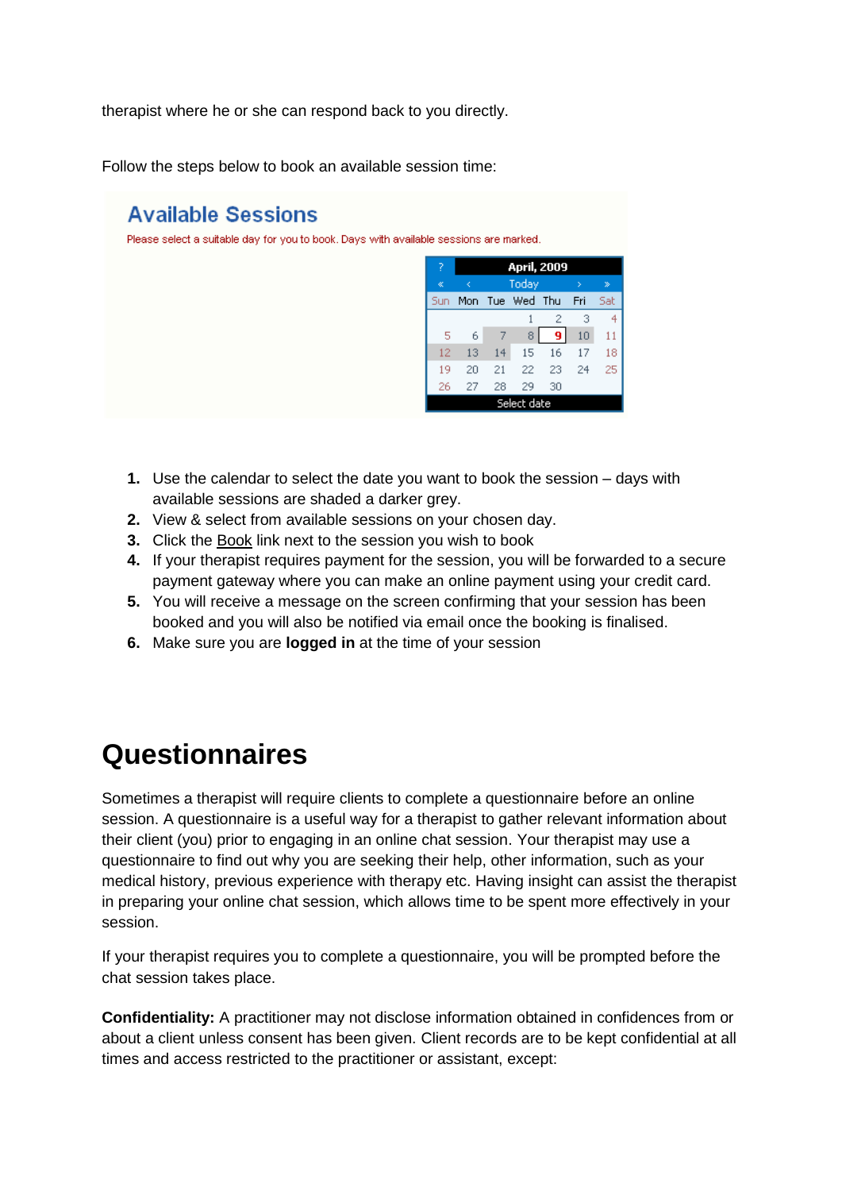therapist where he or she can respond back to you directly.

Follow the steps below to book an available session time:

## Available Sessions

Please select a suitable day for you to book. Days with available sessions are marked.

| ? | April, 2009 | | | | | |
|---|---|---|---|---|---|---|
| « | ‹ | Today | | | › | » |
| Sun | Mon | Tue | Wed | Thu | Fri | Sat |
| | | | 1 | 2 | 3 | 4 |
| 5 | 6 | 7 | 8 | 9 | 10 | 11 |
| 12 | 13 | 14 | 15 | 16 | 17 | 18 |
| 19 | 20 | 21 | 22 | 23 | 24 | 25 |
| 26 | 27 | 28 | 29 | 30 | | |
| Select date | | | | | | |

1. Use the calendar to select the date you want to book the session – days with available sessions are shaded a darker grey.
2. View & select from available sessions on your chosen day.
3. Click the Book link next to the session you wish to book
4. If your therapist requires payment for the session, you will be forwarded to a secure payment gateway where you can make an online payment using your credit card.
5. You will receive a message on the screen confirming that your session has been booked and you will also be notified via email once the booking is finalised.
6. Make sure you are **logged in** at the time of your session

# Questionnaires

Sometimes a therapist will require clients to complete a questionnaire before an online session. A questionnaire is a useful way for a therapist to gather relevant information about their client (you) prior to engaging in an online chat session. Your therapist may use a questionnaire to find out why you are seeking their help, other information, such as your medical history, previous experience with therapy etc. Having insight can assist the therapist in preparing your online chat session, which allows time to be spent more effectively in your session.

If your therapist requires you to complete a questionnaire, you will be prompted before the chat session takes place.

**Confidentiality:** A practitioner may not disclose information obtained in confidences from or about a client unless consent has been given. Client records are to be kept confidential at all times and access restricted to the practitioner or assistant, except: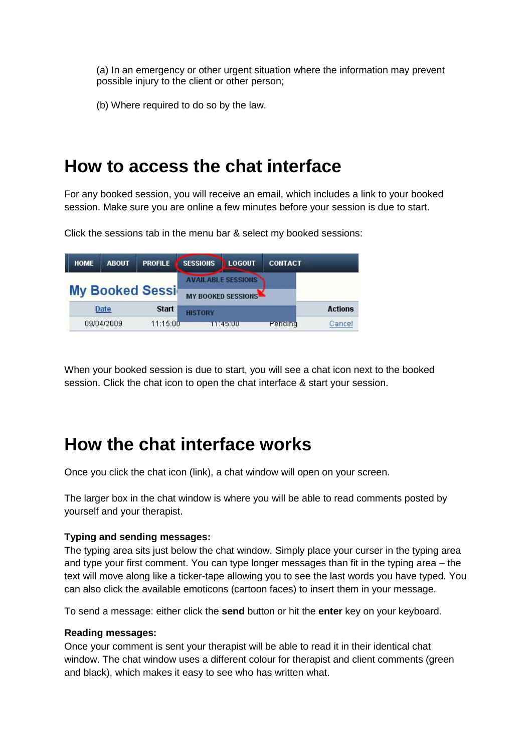(a) In an emergency or other urgent situation where the information may prevent possible injury to the client or other person;

(b) Where required to do so by the law.

# How to access the chat interface

For any booked session, you will receive an email, which includes a link to your booked session. Make sure you are online a few minutes before your session is due to start.

Click the sessions tab in the menu bar & select my booked sessions:

When your booked session is due to start, you will see a chat icon next to the booked session. Click the chat icon to open the chat interface & start your session.

# How the chat interface works

Once you click the chat icon (link), a chat window will open on your screen.

The larger box in the chat window is where you will be able to read comments posted by yourself and your therapist.

**Typing and sending messages:**
The typing area sits just below the chat window. Simply place your curser in the typing area and type your first comment. You can type longer messages than fit in the typing area – the text will move along like a ticker-tape allowing you to see the last words you have typed. You can also click the available emoticons (cartoon faces) to insert them in your message.

To send a message: either click the **send** button or hit the **enter** key on your keyboard.

**Reading messages:**
Once your comment is sent your therapist will be able to read it in their identical chat window. The chat window uses a different colour for therapist and client comments (green and black), which makes it easy to see who has written what.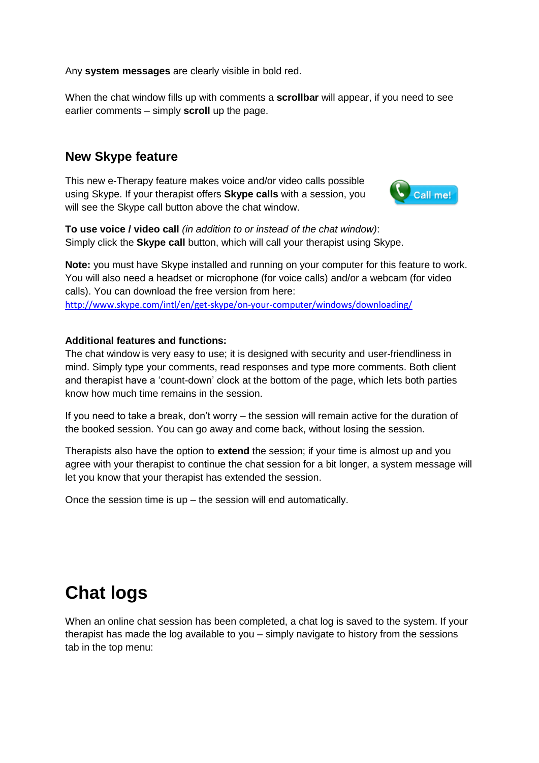Any **system messages** are clearly visible in bold red.

When the chat window fills up with comments a **scrollbar** will appear, if you need to see earlier comments – simply **scroll** up the page.

### New Skype feature

This new e-Therapy feature makes voice and/or video calls possible using Skype. If your therapist offers **Skype calls** with a session, you will see the Skype call button above the chat window.

**To use voice / video call** *(in addition to or instead of the chat window)*:
Simply click the **Skype call** button, which will call your therapist using Skype.

**Note:** you must have Skype installed and running on your computer for this feature to work. You will also need a headset or microphone (for voice calls) and/or a webcam (for video calls). You can download the free version from here:
http://www.skype.com/intl/en/get-skype/on-your-computer/windows/downloading/

**Additional features and functions:**
The chat window is very easy to use; it is designed with security and user-friendliness in mind. Simply type your comments, read responses and type more comments. Both client and therapist have a 'count-down' clock at the bottom of the page, which lets both parties know how much time remains in the session.

If you need to take a break, don't worry – the session will remain active for the duration of the booked session. You can go away and come back, without losing the session.

Therapists also have the option to **extend** the session; if your time is almost up and you agree with your therapist to continue the chat session for a bit longer, a system message will let you know that your therapist has extended the session.

Once the session time is up – the session will end automatically.

# Chat logs

When an online chat session has been completed, a chat log is saved to the system. If your therapist has made the log available to you – simply navigate to history from the sessions tab in the top menu: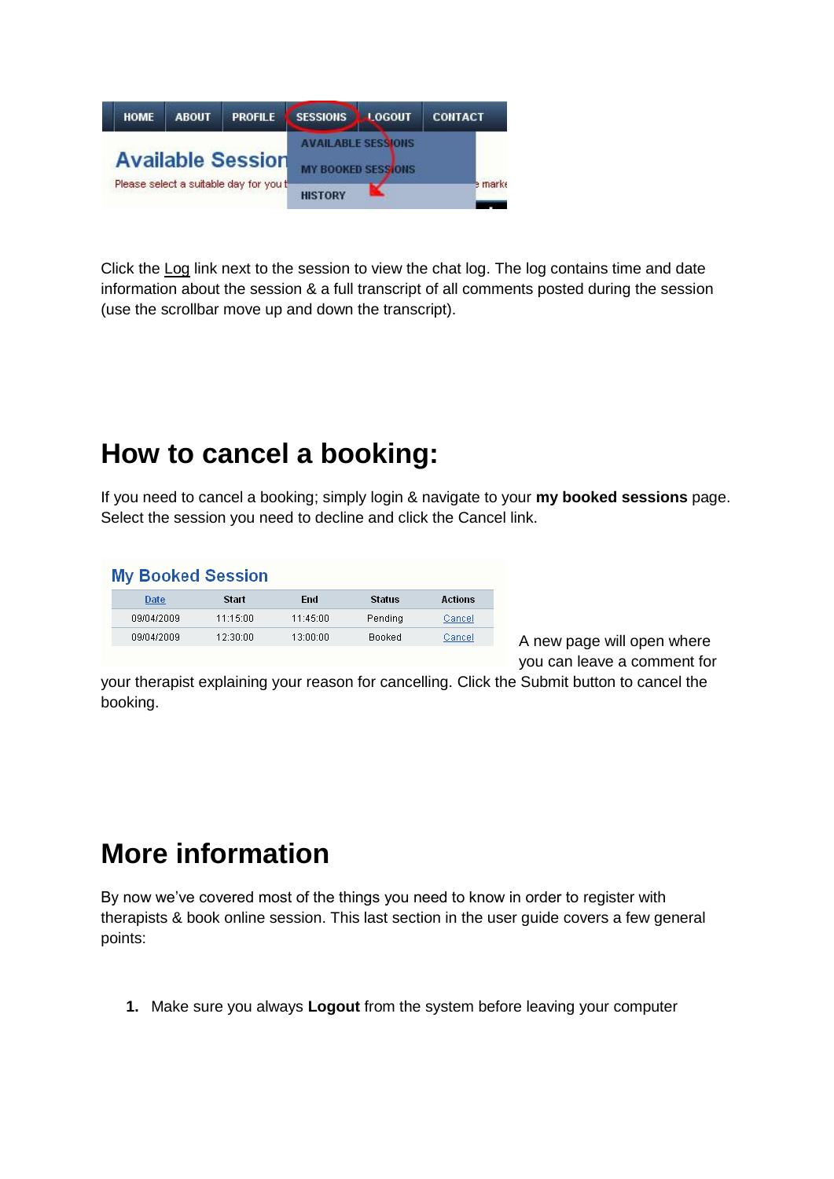Click the Log link next to the session to view the chat log. The log contains time and date information about the session & a full transcript of all comments posted during the session (use the scrollbar move up and down the transcript).

# How to cancel a booking:

If you need to cancel a booking; simply login & navigate to your **my booked sessions** page. Select the session you need to decline and click the Cancel link.

A new page will open where you can leave a comment for your therapist explaining your reason for cancelling. Click the Submit button to cancel the booking.

# More information

By now we've covered most of the things you need to know in order to register with therapists & book online session. This last section in the user guide covers a few general points:

1. Make sure you always **Logout** from the system before leaving your computer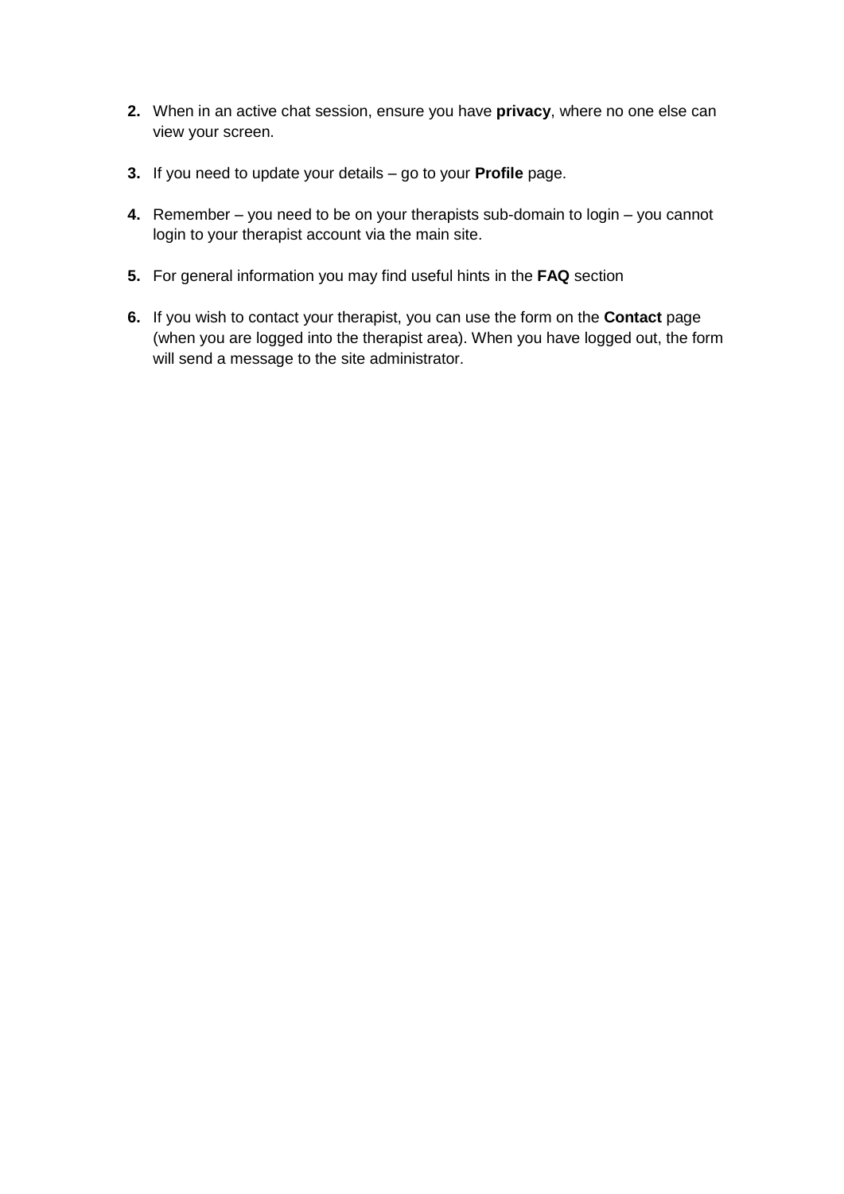2. When in an active chat session, ensure you have **privacy**, where no one else can view your screen.

3. If you need to update your details – go to your **Profile** page.

4. Remember – you need to be on your therapists sub-domain to login – you cannot login to your therapist account via the main site.

5. For general information you may find useful hints in the **FAQ** section

6. If you wish to contact your therapist, you can use the form on the **Contact** page (when you are logged into the therapist area). When you have logged out, the form will send a message to the site administrator.